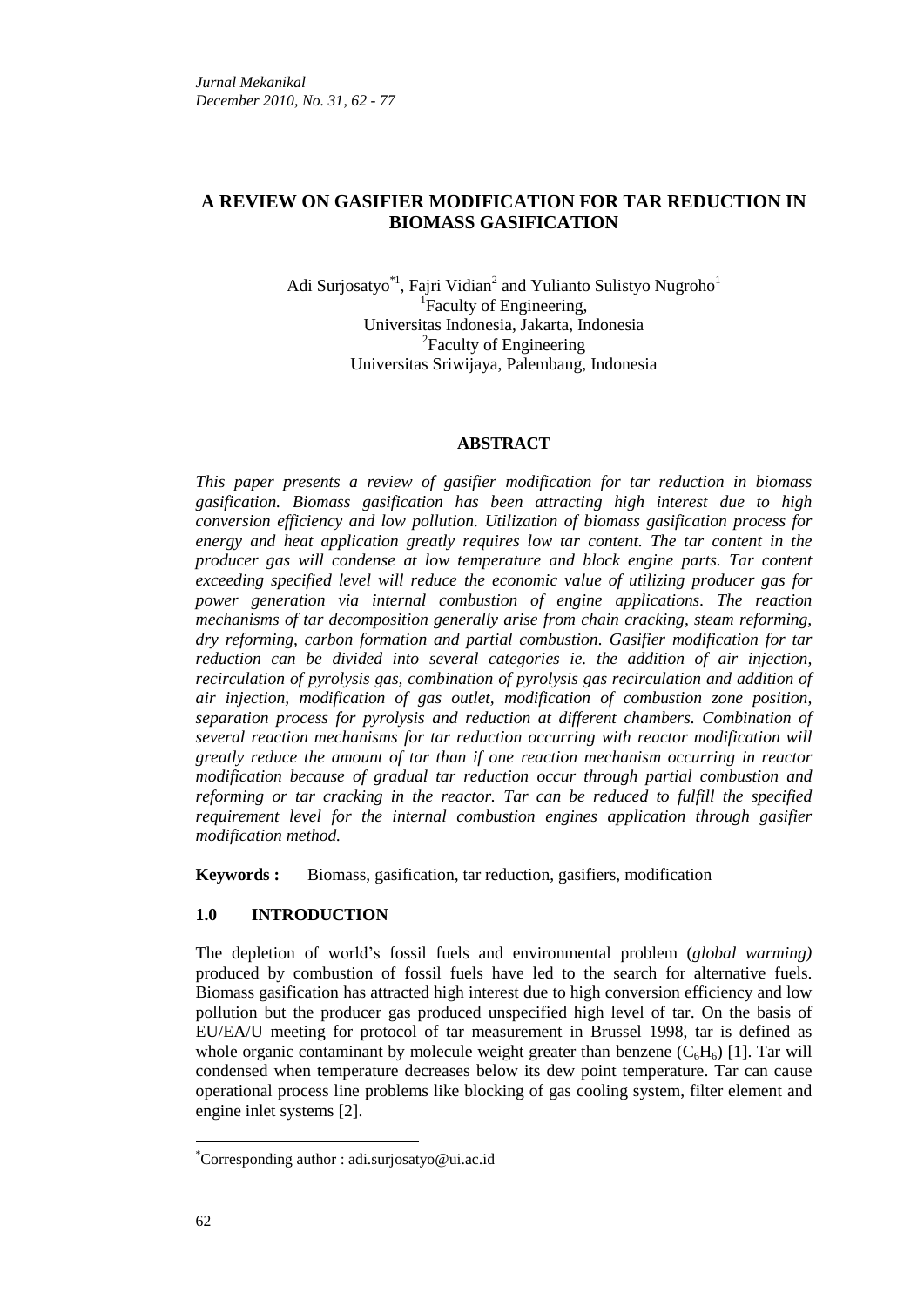# A REVIEW ON GASIFIER MODIFICATION FOR TAR REDUCTION IN BIOMASS GASIFICATION

Adi Surjosatyo*[1], Fajri Vidian[2] and Yulianto Sulistyo Nugroho[1]

[1]Faculty of Engineering,
Universitas Indonesia, Jakarta, Indonesia
[2]Faculty of Engineering
Universitas Sriwijaya, Palembang, Indonesia

## ABSTRACT

*This paper presents a review of gasifier modification for tar reduction in biomass gasification. Biomass gasification has been attracting high interest due to high conversion efficiency and low pollution. Utilization of biomass gasification process for energy and heat application greatly requires low tar content. The tar content in the producer gas will condense at low temperature and block engine parts. Tar content exceeding specified level will reduce the economic value of utilizing producer gas for power generation via internal combustion of engine applications. The reaction mechanisms of tar decomposition generally arise from chain cracking, steam reforming, dry reforming, carbon formation and partial combustion. Gasifier modification for tar reduction can be divided into several categories ie. the addition of air injection, recirculation of pyrolysis gas, combination of pyrolysis gas recirculation and addition of air injection, modification of gas outlet, modification of combustion zone position, separation process for pyrolysis and reduction at different chambers. Combination of several reaction mechanisms for tar reduction occurring with reactor modification will greatly reduce the amount of tar than if one reaction mechanism occurring in reactor modification because of gradual tar reduction occur through partial combustion and reforming or tar cracking in the reactor. Tar can be reduced to fulfill the specified requirement level for the internal combustion engines application through gasifier modification method.*

**Keywords :** Biomass, gasification, tar reduction, gasifiers, modification

## 1.0 INTRODUCTION

The depletion of world's fossil fuels and environmental problem (*global warming)* produced by combustion of fossil fuels have led to the search for alternative fuels. Biomass gasification has attracted high interest due to high conversion efficiency and low pollution but the producer gas produced unspecified high level of tar. On the basis of EU/EA/U meeting for protocol of tar measurement in Brussel 1998, tar is defined as whole organic contaminant by molecule weight greater than benzene ($C_6H_6$) [1]. Tar will condensed when temperature decreases below its dew point temperature. Tar can cause operational process line problems like blocking of gas cooling system, filter element and engine inlet systems [2].

*Corresponding author : adi.surjosatyo@ui.ac.id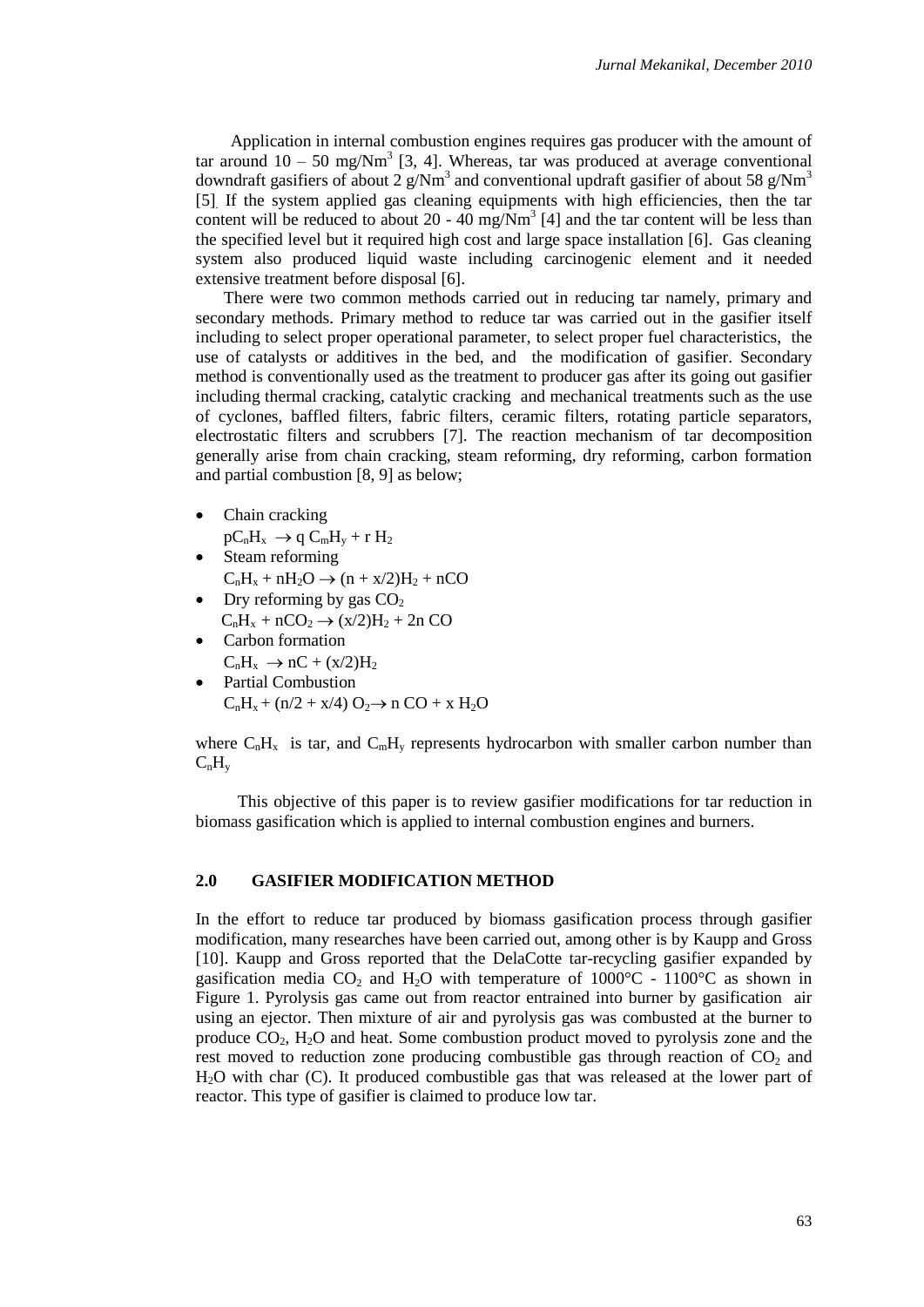Application in internal combustion engines requires gas producer with the amount of tar around 10 – 50 mg/Nm$^3$ [3, 4]. Whereas, tar was produced at average conventional downdraft gasifiers of about 2 g/Nm$^3$ and conventional updraft gasifier of about 58 g/Nm$^3$ [5]. If the system applied gas cleaning equipments with high efficiencies, then the tar content will be reduced to about 20 - 40 mg/Nm$^3$ [4] and the tar content will be less than the specified level but it required high cost and large space installation [6]. Gas cleaning system also produced liquid waste including carcinogenic element and it needed extensive treatment before disposal [6].

There were two common methods carried out in reducing tar namely, primary and secondary methods. Primary method to reduce tar was carried out in the gasifier itself including to select proper operational parameter, to select proper fuel characteristics, the use of catalysts or additives in the bed, and the modification of gasifier. Secondary method is conventionally used as the treatment to producer gas after its going out gasifier including thermal cracking, catalytic cracking and mechanical treatments such as the use of cyclones, baffled filters, fabric filters, ceramic filters, rotating particle separators, electrostatic filters and scrubbers [7]. The reaction mechanism of tar decomposition generally arise from chain cracking, steam reforming, dry reforming, carbon formation and partial combustion [8, 9] as below;

- Chain cracking
  $pC_nH_x \rightarrow q\, C_mH_y + r\, H_2$
- Steam reforming
  $C_nH_x + nH_2O \rightarrow (n + x/2)H_2 + nCO$
- Dry reforming by gas $CO_2$
  $C_nH_x + nCO_2 \rightarrow (x/2)H_2 + 2n\, CO$
- Carbon formation
  $C_nH_x \rightarrow nC + (x/2)H_2$
- Partial Combustion
  $C_nH_x + (n/2 + x/4)\, O_2 \rightarrow n\, CO + x\, H_2O$

where $C_nH_x$ is tar, and $C_mH_y$ represents hydrocarbon with smaller carbon number than $C_nH_y$

This objective of this paper is to review gasifier modifications for tar reduction in biomass gasification which is applied to internal combustion engines and burners.

## 2.0 GASIFIER MODIFICATION METHOD

In the effort to reduce tar produced by biomass gasification process through gasifier modification, many researches have been carried out, among other is by Kaupp and Gross [10]. Kaupp and Gross reported that the DelaCotte tar-recycling gasifier expanded by gasification media $CO_2$ and $H_2O$ with temperature of 1000°C - 1100°C as shown in Figure 1. Pyrolysis gas came out from reactor entrained into burner by gasification air using an ejector. Then mixture of air and pyrolysis gas was combusted at the burner to produce $CO_2$, $H_2O$ and heat. Some combustion product moved to pyrolysis zone and the rest moved to reduction zone producing combustible gas through reaction of $CO_2$ and $H_2O$ with char (C). It produced combustible gas that was released at the lower part of reactor. This type of gasifier is claimed to produce low tar.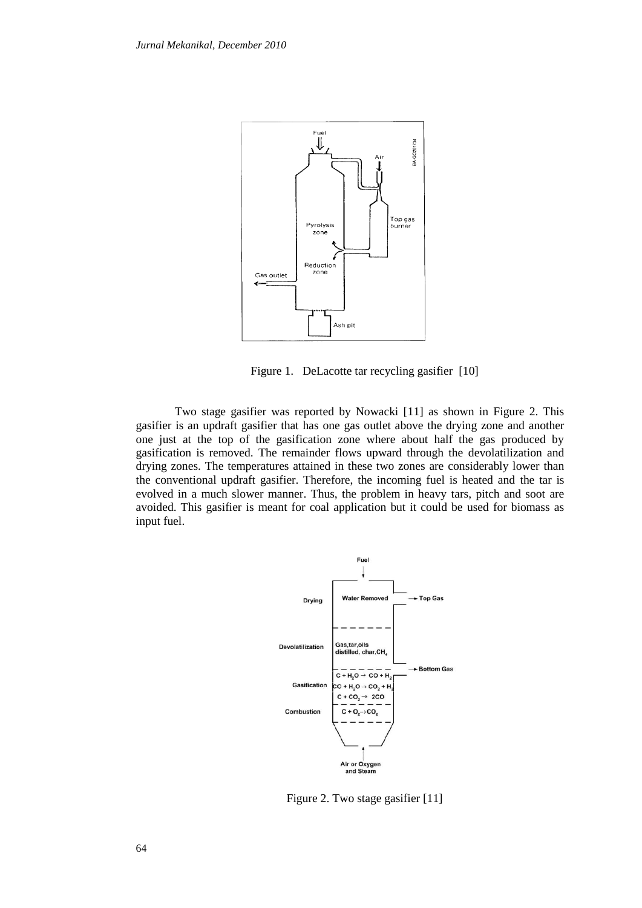Figure 1. DeLacotte tar recycling gasifier [10]

Two stage gasifier was reported by Nowacki [11] as shown in Figure 2. This gasifier is an updraft gasifier that has one gas outlet above the drying zone and another one just at the top of the gasification zone where about half the gas produced by gasification is removed. The remainder flows upward through the devolatilization and drying zones. The temperatures attained in these two zones are considerably lower than the conventional updraft gasifier. Therefore, the incoming fuel is heated and the tar is evolved in a much slower manner. Thus, the problem in heavy tars, pitch and soot are avoided. This gasifier is meant for coal application but it could be used for biomass as input fuel.

Figure 2. Two stage gasifier [11]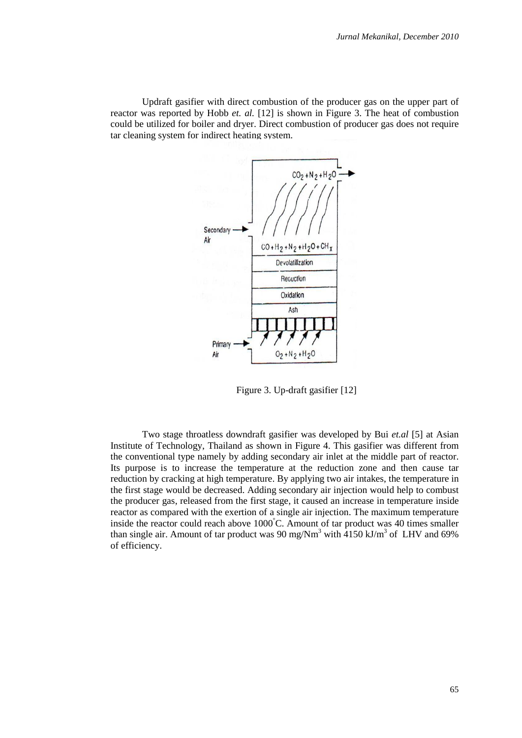Updraft gasifier with direct combustion of the producer gas on the upper part of reactor was reported by Hobb *et. al.* [12] is shown in Figure 3. The heat of combustion could be utilized for boiler and dryer. Direct combustion of producer gas does not require tar cleaning system for indirect heating system.

Figure 3. Up-draft gasifier [12]

Two stage throatless downdraft gasifier was developed by Bui *et.al* [5] at Asian Institute of Technology, Thailand as shown in Figure 4. This gasifier was different from the conventional type namely by adding secondary air inlet at the middle part of reactor. Its purpose is to increase the temperature at the reduction zone and then cause tar reduction by cracking at high temperature. By applying two air intakes, the temperature in the first stage would be decreased. Adding secondary air injection would help to combust the producer gas, released from the first stage, it caused an increase in temperature inside reactor as compared with the exertion of a single air injection. The maximum temperature inside the reactor could reach above 1000°C. Amount of tar product was 40 times smaller than single air. Amount of tar product was 90 mg/Nm$^3$ with 4150 kJ/m$^3$ of LHV and 69% of efficiency.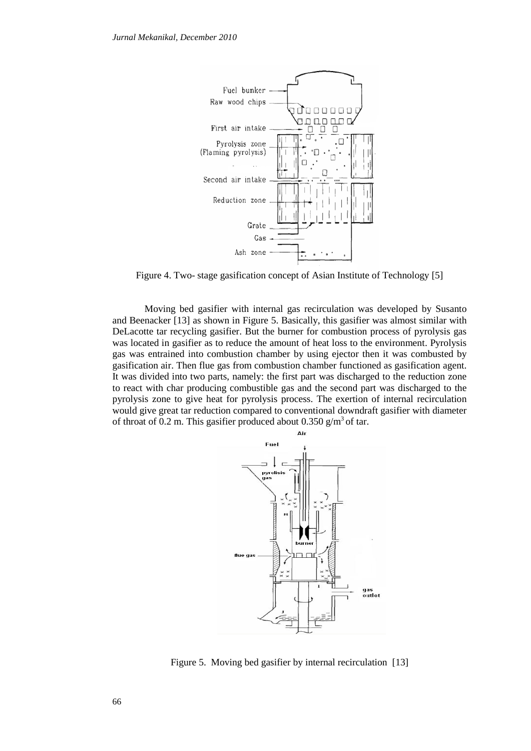Figure 4. Two- stage gasification concept of Asian Institute of Technology [5]

Moving bed gasifier with internal gas recirculation was developed by Susanto and Beenacker [13] as shown in Figure 5. Basically, this gasifier was almost similar with DeLacotte tar recycling gasifier. But the burner for combustion process of pyrolysis gas was located in gasifier as to reduce the amount of heat loss to the environment. Pyrolysis gas was entrained into combustion chamber by using ejector then it was combusted by gasification air. Then flue gas from combustion chamber functioned as gasification agent. It was divided into two parts, namely: the first part was discharged to the reduction zone to react with char producing combustible gas and the second part was discharged to the pyrolysis zone to give heat for pyrolysis process. The exertion of internal recirculation would give great tar reduction compared to conventional downdraft gasifier with diameter of throat of 0.2 m. This gasifier produced about 0.350 $g/m^3$ of tar.

Figure 5. Moving bed gasifier by internal recirculation [13]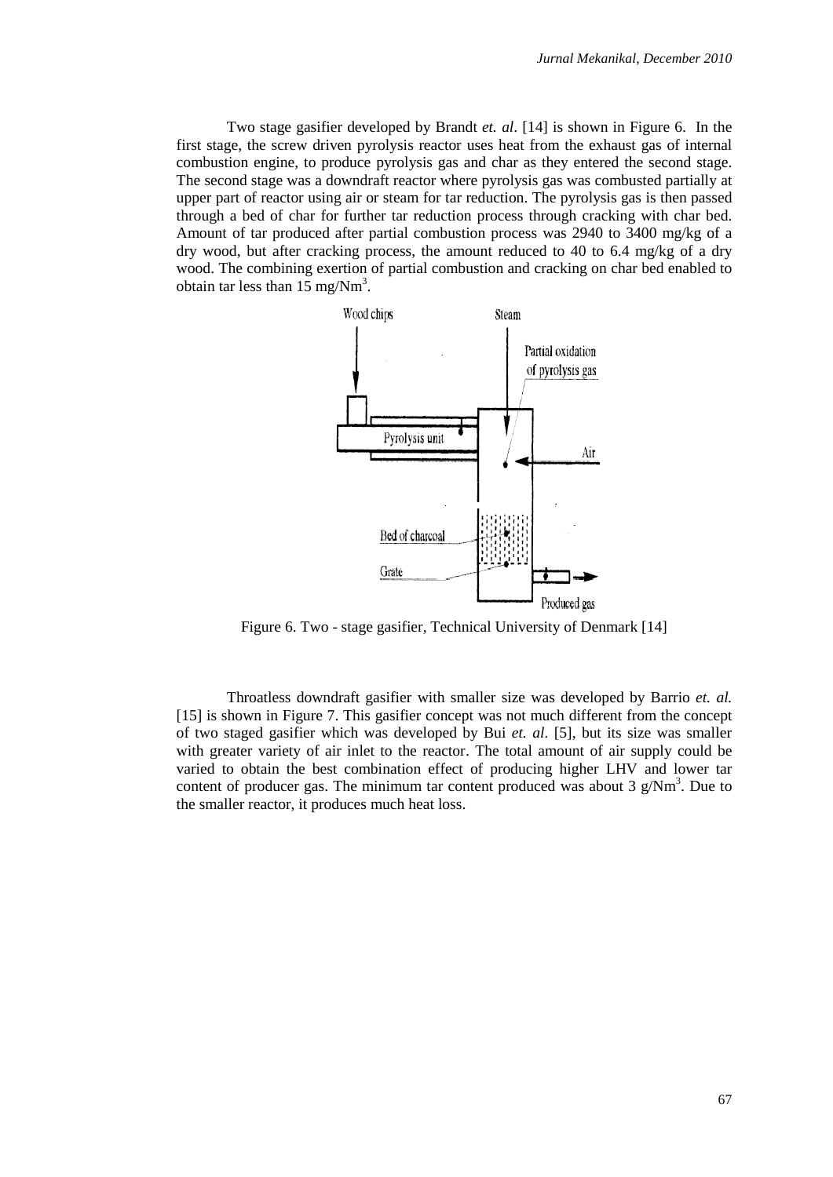Two stage gasifier developed by Brandt *et. al*. [14] is shown in Figure 6. In the first stage, the screw driven pyrolysis reactor uses heat from the exhaust gas of internal combustion engine, to produce pyrolysis gas and char as they entered the second stage. The second stage was a downdraft reactor where pyrolysis gas was combusted partially at upper part of reactor using air or steam for tar reduction. The pyrolysis gas is then passed through a bed of char for further tar reduction process through cracking with char bed. Amount of tar produced after partial combustion process was 2940 to 3400 mg/kg of a dry wood, but after cracking process, the amount reduced to 40 to 6.4 mg/kg of a dry wood. The combining exertion of partial combustion and cracking on char bed enabled to obtain tar less than 15 mg/Nm$^3$.

Figure 6. Two - stage gasifier, Technical University of Denmark [14]

Throatless downdraft gasifier with smaller size was developed by Barrio *et. al.* [15] is shown in Figure 7. This gasifier concept was not much different from the concept of two staged gasifier which was developed by Bui *et. al*. [5], but its size was smaller with greater variety of air inlet to the reactor. The total amount of air supply could be varied to obtain the best combination effect of producing higher LHV and lower tar content of producer gas. The minimum tar content produced was about 3 g/Nm$^3$. Due to the smaller reactor, it produces much heat loss.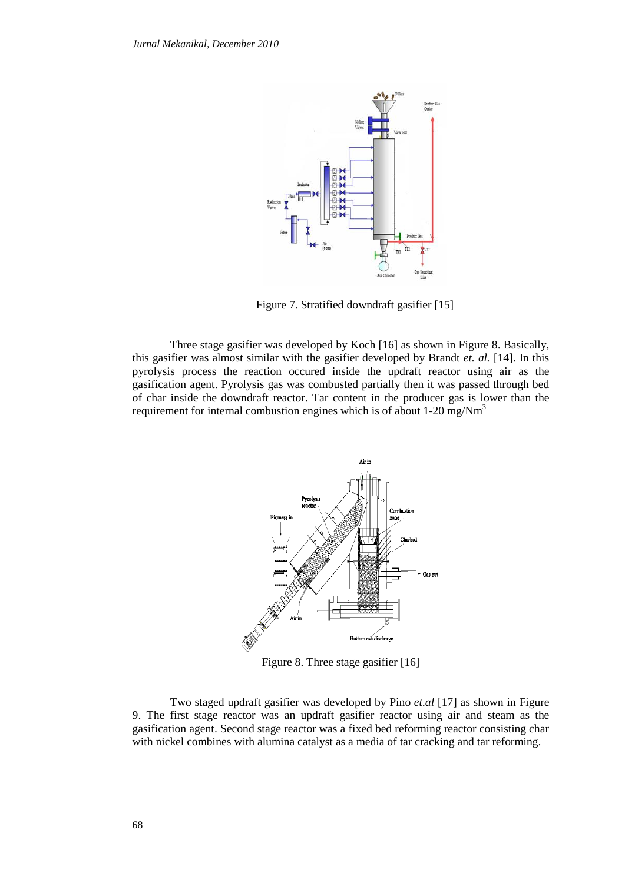Figure 7. Stratified downdraft gasifier [15]

Three stage gasifier was developed by Koch [16] as shown in Figure 8. Basically, this gasifier was almost similar with the gasifier developed by Brandt *et. al.* [14]. In this pyrolysis process the reaction occured inside the updraft reactor using air as the gasification agent. Pyrolysis gas was combusted partially then it was passed through bed of char inside the downdraft reactor. Tar content in the producer gas is lower than the requirement for internal combustion engines which is of about 1-20 mg/Nm$^3$

Figure 8. Three stage gasifier [16]

Two staged updraft gasifier was developed by Pino *et.al* [17] as shown in Figure 9. The first stage reactor was an updraft gasifier reactor using air and steam as the gasification agent. Second stage reactor was a fixed bed reforming reactor consisting char with nickel combines with alumina catalyst as a media of tar cracking and tar reforming.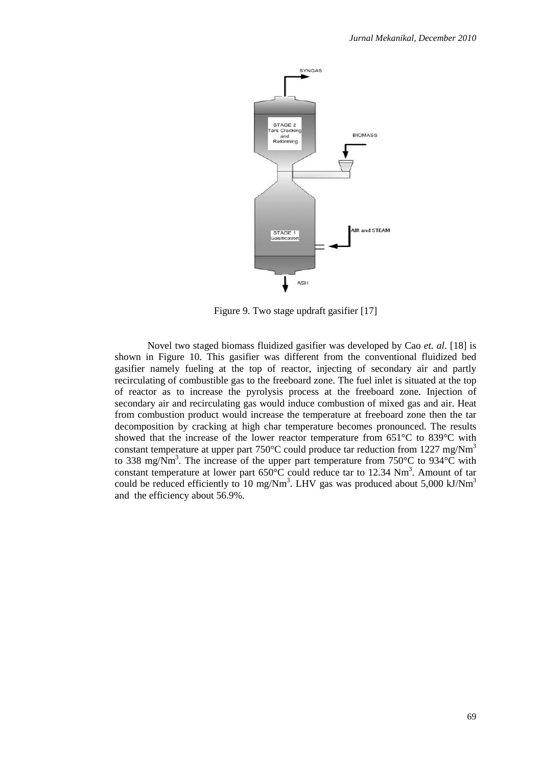Figure 9. Two stage updraft gasifier [17]

Novel two staged biomass fluidized gasifier was developed by Cao *et. al*. [18] is shown in Figure 10. This gasifier was different from the conventional fluidized bed gasifier namely fueling at the top of reactor, injecting of secondary air and partly recirculating of combustible gas to the freeboard zone. The fuel inlet is situated at the top of reactor as to increase the pyrolysis process at the freeboard zone. Injection of secondary air and recirculating gas would induce combustion of mixed gas and air. Heat from combustion product would increase the temperature at freeboard zone then the tar decomposition by cracking at high char temperature becomes pronounced. The results showed that the increase of the lower reactor temperature from 651°C to 839°C with constant temperature at upper part 750°C could produce tar reduction from 1227 mg/Nm$^3$ to 338 mg/Nm$^3$. The increase of the upper part temperature from 750°C to 934°C with constant temperature at lower part 650°C could reduce tar to 12.34 Nm$^3$. Amount of tar could be reduced efficiently to 10 mg/Nm$^3$. LHV gas was produced about 5,000 kJ/Nm$^3$ and the efficiency about 56.9%.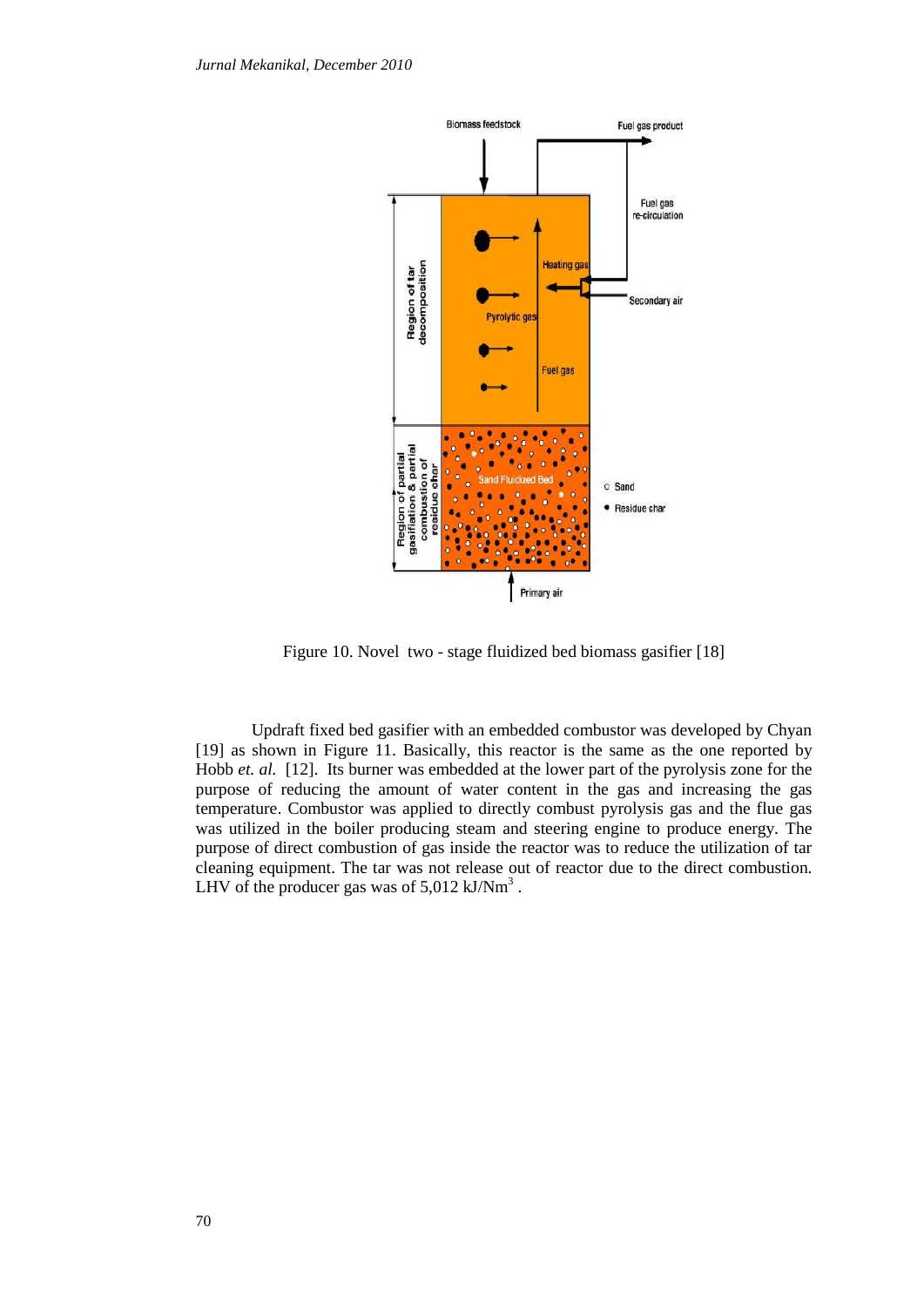Figure 10. Novel two - stage fluidized bed biomass gasifier [18]

Updraft fixed bed gasifier with an embedded combustor was developed by Chyan [19] as shown in Figure 11. Basically, this reactor is the same as the one reported by Hobb *et. al.* [12]. Its burner was embedded at the lower part of the pyrolysis zone for the purpose of reducing the amount of water content in the gas and increasing the gas temperature. Combustor was applied to directly combust pyrolysis gas and the flue gas was utilized in the boiler producing steam and steering engine to produce energy. The purpose of direct combustion of gas inside the reactor was to reduce the utilization of tar cleaning equipment. The tar was not release out of reactor due to the direct combustion. LHV of the producer gas was of 5,012 kJ/Nm$^3$ .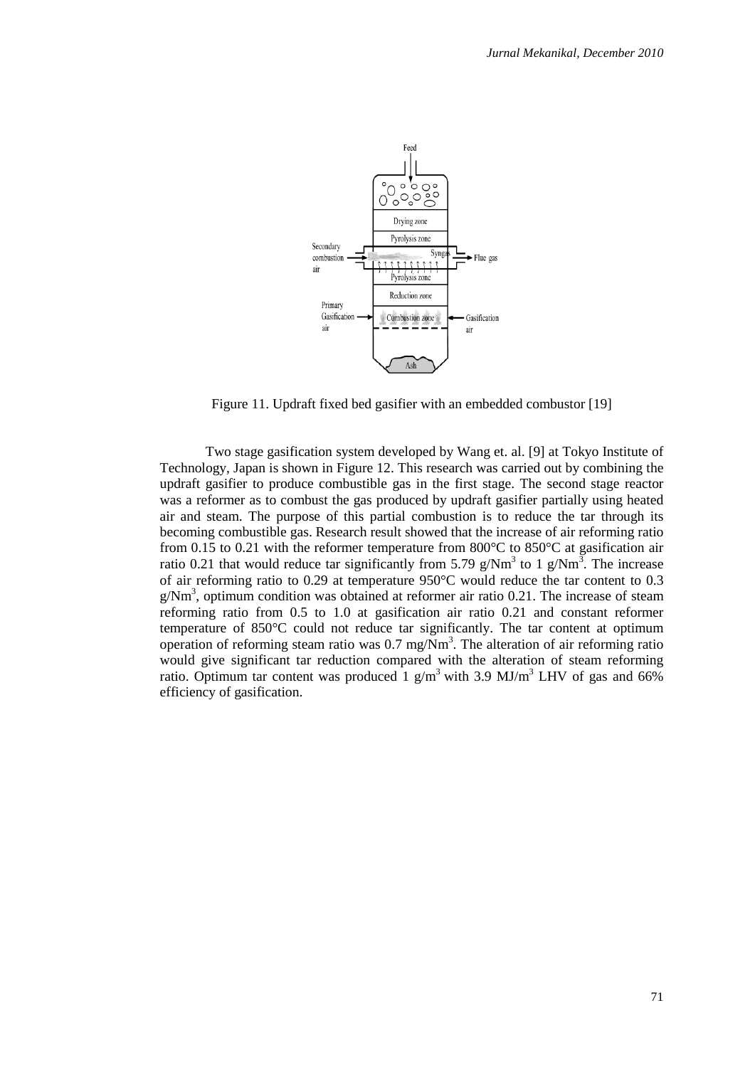Figure 11. Updraft fixed bed gasifier with an embedded combustor [19]

Two stage gasification system developed by Wang et. al. [9] at Tokyo Institute of Technology, Japan is shown in Figure 12. This research was carried out by combining the updraft gasifier to produce combustible gas in the first stage. The second stage reactor was a reformer as to combust the gas produced by updraft gasifier partially using heated air and steam. The purpose of this partial combustion is to reduce the tar through its becoming combustible gas. Research result showed that the increase of air reforming ratio from 0.15 to 0.21 with the reformer temperature from 800°C to 850°C at gasification air ratio 0.21 that would reduce tar significantly from 5.79 g/Nm$^3$ to 1 g/Nm$^3$. The increase of air reforming ratio to 0.29 at temperature 950°C would reduce the tar content to 0.3 g/Nm$^3$, optimum condition was obtained at reformer air ratio 0.21. The increase of steam reforming ratio from 0.5 to 1.0 at gasification air ratio 0.21 and constant reformer temperature of 850°C could not reduce tar significantly. The tar content at optimum operation of reforming steam ratio was 0.7 mg/Nm$^3$. The alteration of air reforming ratio would give significant tar reduction compared with the alteration of steam reforming ratio. Optimum tar content was produced 1 g/m$^3$ with 3.9 MJ/m$^3$ LHV of gas and 66% efficiency of gasification.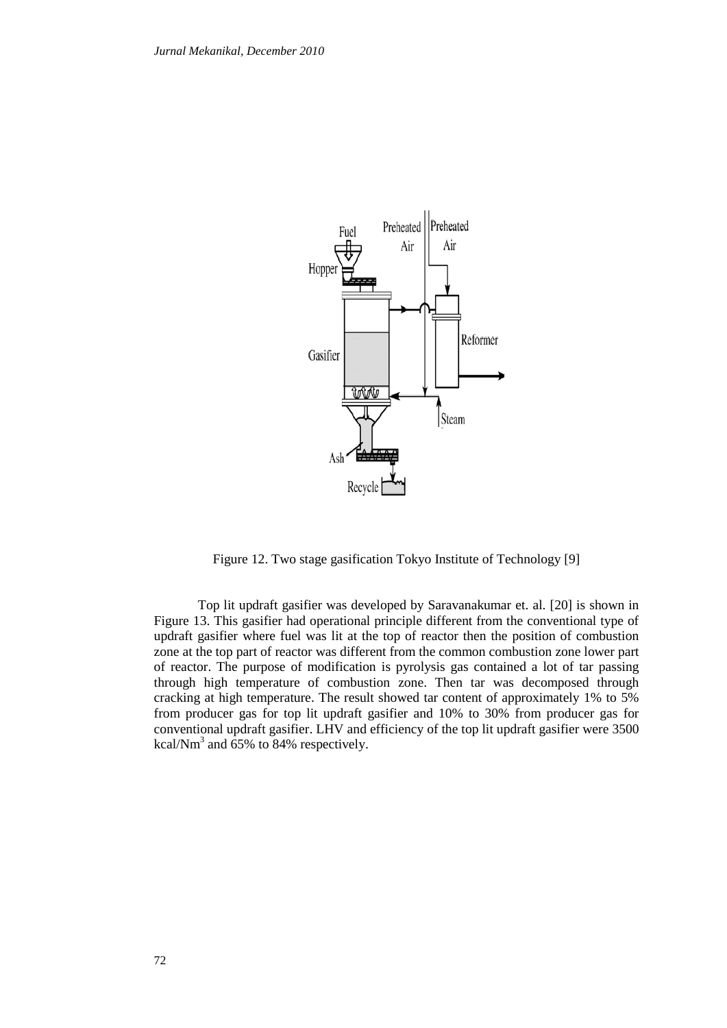Figure 12. Two stage gasification Tokyo Institute of Technology [9]

Top lit updraft gasifier was developed by Saravanakumar et. al. [20] is shown in Figure 13. This gasifier had operational principle different from the conventional type of updraft gasifier where fuel was lit at the top of reactor then the position of combustion zone at the top part of reactor was different from the common combustion zone lower part of reactor. The purpose of modification is pyrolysis gas contained a lot of tar passing through high temperature of combustion zone. Then tar was decomposed through cracking at high temperature. The result showed tar content of approximately 1% to 5% from producer gas for top lit updraft gasifier and 10% to 30% from producer gas for conventional updraft gasifier. LHV and efficiency of the top lit updraft gasifier were 3500 kcal/Nm$^3$ and 65% to 84% respectively.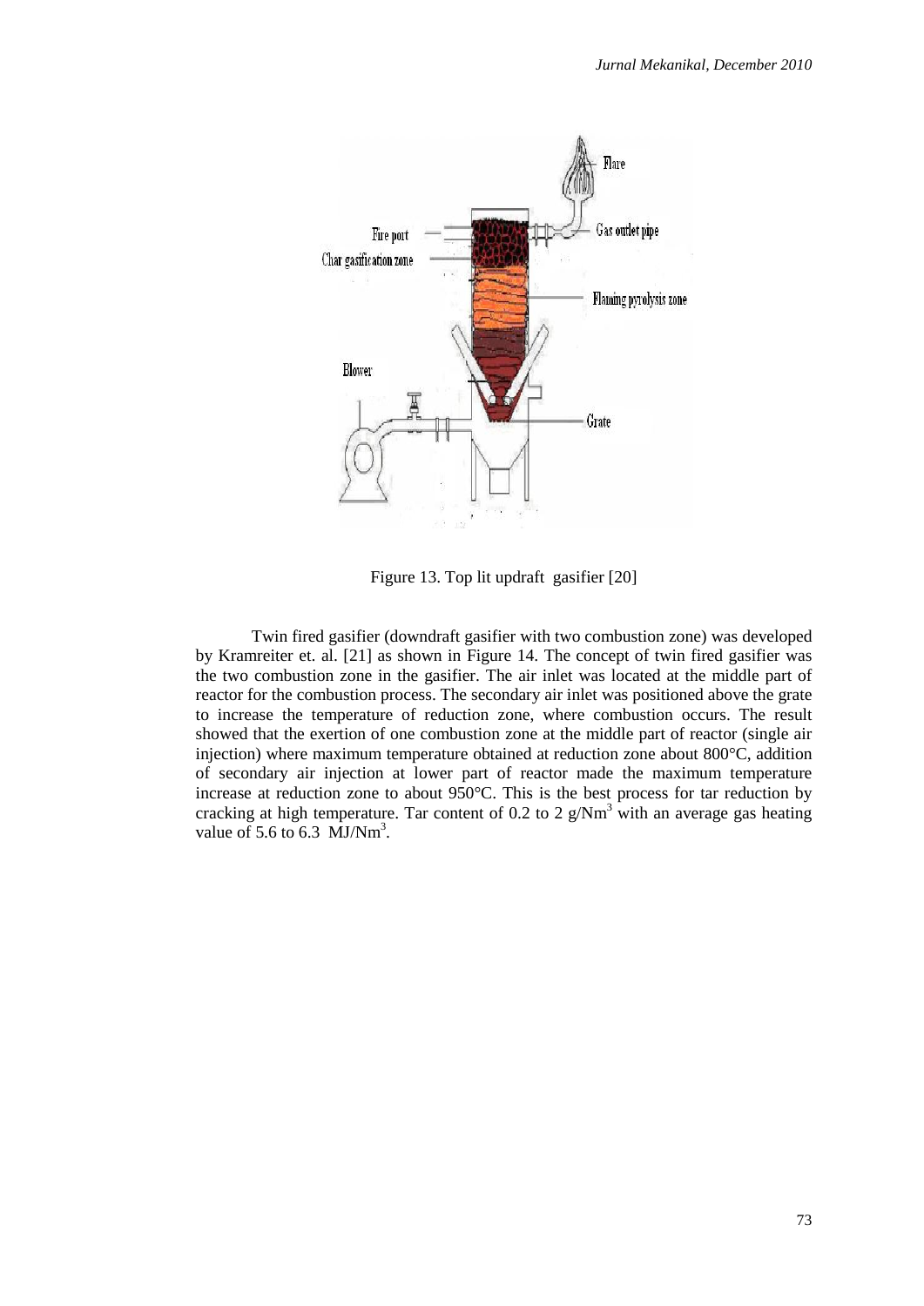Figure 13. Top lit updraft gasifier [20]

Twin fired gasifier (downdraft gasifier with two combustion zone) was developed by Kramreiter et. al. [21] as shown in Figure 14. The concept of twin fired gasifier was the two combustion zone in the gasifier. The air inlet was located at the middle part of reactor for the combustion process. The secondary air inlet was positioned above the grate to increase the temperature of reduction zone, where combustion occurs. The result showed that the exertion of one combustion zone at the middle part of reactor (single air injection) where maximum temperature obtained at reduction zone about 800°C, addition of secondary air injection at lower part of reactor made the maximum temperature increase at reduction zone to about 950°C. This is the best process for tar reduction by cracking at high temperature. Tar content of 0.2 to 2 $g/Nm^3$ with an average gas heating value of 5.6 to 6.3 $MJ/Nm^3$.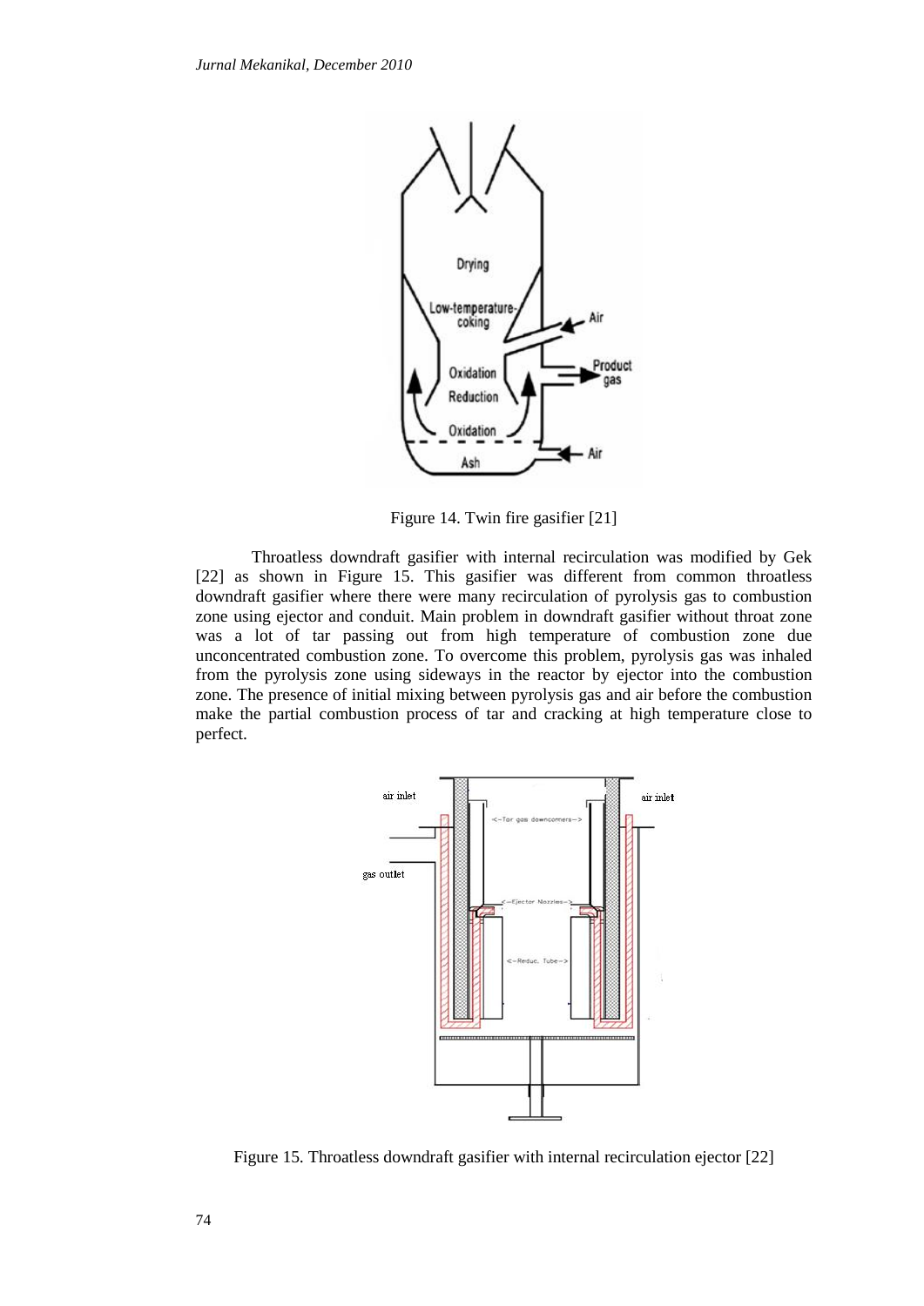Figure 14. Twin fire gasifier [21]

Throatless downdraft gasifier with internal recirculation was modified by Gek [22] as shown in Figure 15. This gasifier was different from common throatless downdraft gasifier where there were many recirculation of pyrolysis gas to combustion zone using ejector and conduit. Main problem in downdraft gasifier without throat zone was a lot of tar passing out from high temperature of combustion zone due unconcentrated combustion zone. To overcome this problem, pyrolysis gas was inhaled from the pyrolysis zone using sideways in the reactor by ejector into the combustion zone. The presence of initial mixing between pyrolysis gas and air before the combustion make the partial combustion process of tar and cracking at high temperature close to perfect.

Figure 15. Throatless downdraft gasifier with internal recirculation ejector [22]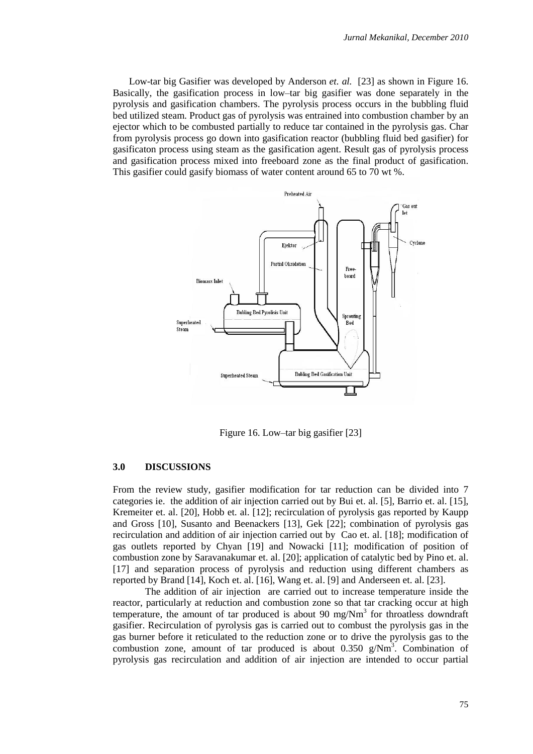Low-tar big Gasifier was developed by Anderson *et. al.* [23] as shown in Figure 16. Basically, the gasification process in low–tar big gasifier was done separately in the pyrolysis and gasification chambers. The pyrolysis process occurs in the bubbling fluid bed utilized steam. Product gas of pyrolysis was entrained into combustion chamber by an ejector which to be combusted partially to reduce tar contained in the pyrolysis gas. Char from pyrolysis process go down into gasification reactor (bubbling fluid bed gasifier) for gasificaton process using steam as the gasification agent. Result gas of pyrolysis process and gasification process mixed into freeboard zone as the final product of gasification. This gasifier could gasify biomass of water content around 65 to 70 wt %.

Figure 16. Low–tar big gasifier [23]

## 3.0 DISCUSSIONS

From the review study, gasifier modification for tar reduction can be divided into 7 categories ie. the addition of air injection carried out by Bui et. al. [5], Barrio et. al. [15], Kremeiter et. al. [20], Hobb et. al. [12]; recirculation of pyrolysis gas reported by Kaupp and Gross [10], Susanto and Beenackers [13], Gek [22]; combination of pyrolysis gas recirculation and addition of air injection carried out by Cao et. al. [18]; modification of gas outlets reported by Chyan [19] and Nowacki [11]; modification of position of combustion zone by Saravanakumar et. al. [20]; application of catalytic bed by Pino et. al. [17] and separation process of pyrolysis and reduction using different chambers as reported by Brand [14], Koch et. al. [16], Wang et. al. [9] and Anderseen et. al. [23].

The addition of air injection are carried out to increase temperature inside the reactor, particularly at reduction and combustion zone so that tar cracking occur at high temperature, the amount of tar produced is about 90 mg/Nm$^3$ for throatless downdraft gasifier. Recirculation of pyrolysis gas is carried out to combust the pyrolysis gas in the gas burner before it reticulated to the reduction zone or to drive the pyrolysis gas to the combustion zone, amount of tar produced is about 0.350 g/Nm$^3$. Combination of pyrolysis gas recirculation and addition of air injection are intended to occur partial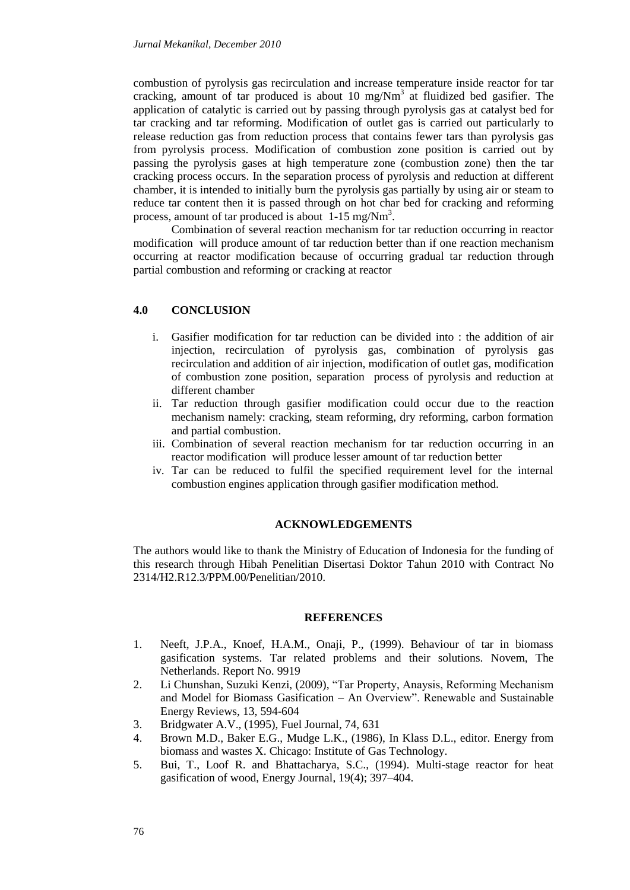combustion of pyrolysis gas recirculation and increase temperature inside reactor for tar cracking, amount of tar produced is about 10 mg/Nm$^3$ at fluidized bed gasifier. The application of catalytic is carried out by passing through pyrolysis gas at catalyst bed for tar cracking and tar reforming. Modification of outlet gas is carried out particularly to release reduction gas from reduction process that contains fewer tars than pyrolysis gas from pyrolysis process. Modification of combustion zone position is carried out by passing the pyrolysis gases at high temperature zone (combustion zone) then the tar cracking process occurs. In the separation process of pyrolysis and reduction at different chamber, it is intended to initially burn the pyrolysis gas partially by using air or steam to reduce tar content then it is passed through on hot char bed for cracking and reforming process, amount of tar produced is about 1-15 mg/Nm$^3$.

Combination of several reaction mechanism for tar reduction occurring in reactor modification will produce amount of tar reduction better than if one reaction mechanism occurring at reactor modification because of occurring gradual tar reduction through partial combustion and reforming or cracking at reactor

## 4.0 CONCLUSION

i. Gasifier modification for tar reduction can be divided into : the addition of air injection, recirculation of pyrolysis gas, combination of pyrolysis gas recirculation and addition of air injection, modification of outlet gas, modification of combustion zone position, separation process of pyrolysis and reduction at different chamber
ii. Tar reduction through gasifier modification could occur due to the reaction mechanism namely: cracking, steam reforming, dry reforming, carbon formation and partial combustion.
iii. Combination of several reaction mechanism for tar reduction occurring in an reactor modification will produce lesser amount of tar reduction better
iv. Tar can be reduced to fulfil the specified requirement level for the internal combustion engines application through gasifier modification method.

## ACKNOWLEDGEMENTS

The authors would like to thank the Ministry of Education of Indonesia for the funding of this research through Hibah Penelitian Disertasi Doktor Tahun 2010 with Contract No 2314/H2.R12.3/PPM.00/Penelitian/2010.

## REFERENCES

1. Neeft, J.P.A., Knoef, H.A.M., Onaji, P., (1999). Behaviour of tar in biomass gasification systems. Tar related problems and their solutions. Novem, The Netherlands. Report No. 9919
2. Li Chunshan, Suzuki Kenzi, (2009), "Tar Property, Anaysis, Reforming Mechanism and Model for Biomass Gasification – An Overview". Renewable and Sustainable Energy Reviews, 13, 594-604
3. Bridgwater A.V., (1995), Fuel Journal, 74, 631
4. Brown M.D., Baker E.G., Mudge L.K., (1986), In Klass D.L., editor. Energy from biomass and wastes X. Chicago: Institute of Gas Technology.
5. Bui, T., Loof R. and Bhattacharya, S.C., (1994). Multi-stage reactor for heat gasification of wood, Energy Journal, 19(4); 397–404.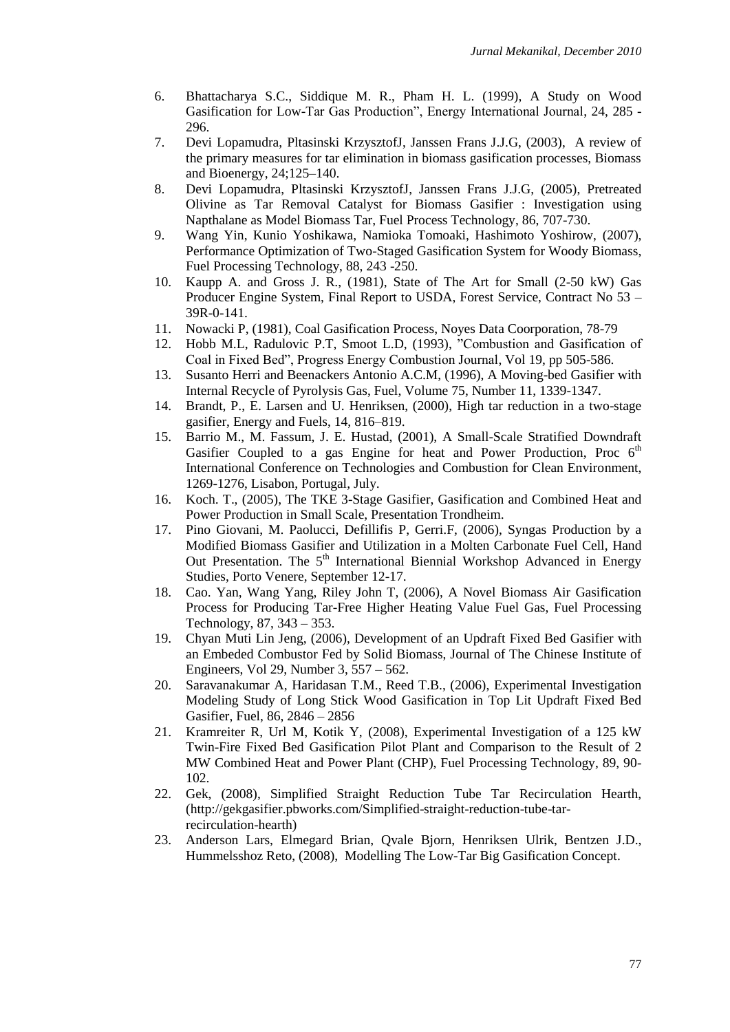6. Bhattacharya S.C., Siddique M. R., Pham H. L. (1999), A Study on Wood Gasification for Low-Tar Gas Production", Energy International Journal, 24, 285 - 296.
7. Devi Lopamudra, Pltasinski KrzysztofJ, Janssen Frans J.J.G, (2003), A review of the primary measures for tar elimination in biomass gasification processes, Biomass and Bioenergy, 24;125–140.
8. Devi Lopamudra, Pltasinski KrzysztofJ, Janssen Frans J.J.G, (2005), Pretreated Olivine as Tar Removal Catalyst for Biomass Gasifier : Investigation using Napthalane as Model Biomass Tar, Fuel Process Technology, 86, 707-730.
9. Wang Yin, Kunio Yoshikawa, Namioka Tomoaki, Hashimoto Yoshirow, (2007), Performance Optimization of Two-Staged Gasification System for Woody Biomass, Fuel Processing Technology, 88, 243 -250.
10. Kaupp A. and Gross J. R., (1981), State of The Art for Small (2-50 kW) Gas Producer Engine System, Final Report to USDA, Forest Service, Contract No 53 – 39R-0-141.
11. Nowacki P, (1981), Coal Gasification Process, Noyes Data Coorporation, 78-79
12. Hobb M.L, Radulovic P.T, Smoot L.D, (1993), "Combustion and Gasification of Coal in Fixed Bed", Progress Energy Combustion Journal, Vol 19, pp 505-586.
13. Susanto Herri and Beenackers Antonio A.C.M, (1996), A Moving-bed Gasifier with Internal Recycle of Pyrolysis Gas, Fuel, Volume 75, Number 11, 1339-1347.
14. Brandt, P., E. Larsen and U. Henriksen, (2000), High tar reduction in a two-stage gasifier, Energy and Fuels, 14, 816–819.
15. Barrio M., M. Fassum, J. E. Hustad, (2001), A Small-Scale Stratified Downdraft Gasifier Coupled to a gas Engine for heat and Power Production, Proc 6th International Conference on Technologies and Combustion for Clean Environment, 1269-1276, Lisabon, Portugal, July.
16. Koch. T., (2005), The TKE 3-Stage Gasifier, Gasification and Combined Heat and Power Production in Small Scale, Presentation Trondheim.
17. Pino Giovani, M. Paolucci, Defillifis P, Gerri.F, (2006), Syngas Production by a Modified Biomass Gasifier and Utilization in a Molten Carbonate Fuel Cell, Hand Out Presentation. The 5th International Biennial Workshop Advanced in Energy Studies, Porto Venere, September 12-17.
18. Cao. Yan, Wang Yang, Riley John T, (2006), A Novel Biomass Air Gasification Process for Producing Tar-Free Higher Heating Value Fuel Gas, Fuel Processing Technology, 87, 343 – 353.
19. Chyan Muti Lin Jeng, (2006), Development of an Updraft Fixed Bed Gasifier with an Embeded Combustor Fed by Solid Biomass, Journal of The Chinese Institute of Engineers, Vol 29, Number 3, 557 – 562.
20. Saravanakumar A, Haridasan T.M., Reed T.B., (2006), Experimental Investigation Modeling Study of Long Stick Wood Gasification in Top Lit Updraft Fixed Bed Gasifier, Fuel, 86, 2846 – 2856
21. Kramreiter R, Url M, Kotik Y, (2008), Experimental Investigation of a 125 kW Twin-Fire Fixed Bed Gasification Pilot Plant and Comparison to the Result of 2 MW Combined Heat and Power Plant (CHP), Fuel Processing Technology, 89, 90-102.
22. Gek, (2008), Simplified Straight Reduction Tube Tar Recirculation Hearth, (http://gekgasifier.pbworks.com/Simplified-straight-reduction-tube-tar-recirculation-hearth)
23. Anderson Lars, Elmegard Brian, Qvale Bjorn, Henriksen Ulrik, Bentzen J.D., Hummelsshoz Reto, (2008), Modelling The Low-Tar Big Gasification Concept.